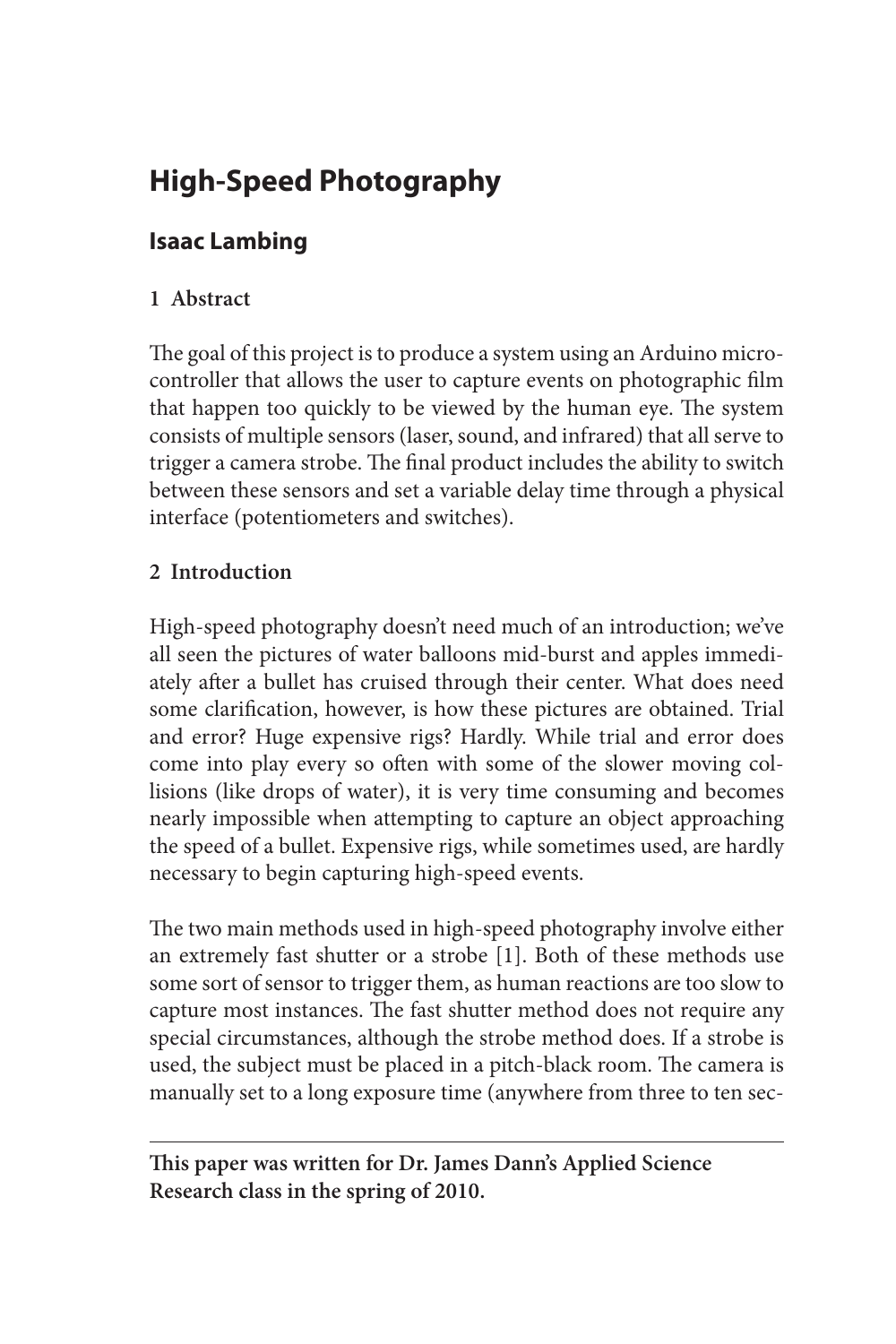# High-Speed Photography

## Isaac Lambing

### 1 Abstract

The goal of this project is to produce a system using an Arduino microcontroller that allows the user to capture events on photographic film that happen too quickly to be viewed by the human eye. The system consists of multiple sensors (laser, sound, and infrared) that all serve to trigger a camera strobe. The final product includes the ability to switch between these sensors and set a variable delay time through a physical interface (potentiometers and switches).

### 2 Introduction

High-speed photography doesn't need much of an introduction; we've all seen the pictures of water balloons mid-burst and apples immediately after a bullet has cruised through their center. What does need some clarification, however, is how these pictures are obtained. Trial and error? Huge expensive rigs? Hardly. While trial and error does come into play every so often with some of the slower moving collisions (like drops of water), it is very time consuming and becomes nearly impossible when attempting to capture an object approaching the speed of a bullet. Expensive rigs, while sometimes used, are hardly necessary to begin capturing high-speed events.

The two main methods used in high-speed photography involve either an extremely fast shutter or a strobe [1]. Both of these methods use some sort of sensor to trigger them, as human reactions are too slow to capture most instances. The fast shutter method does not require any special circumstances, although the strobe method does. If a strobe is used, the subject must be placed in a pitch-black room. The camera is manually set to a long exposure time (anywhere from three to ten sec-

---

**This paper was written for Dr. James Dann's Applied Science Research class in the spring of 2010.**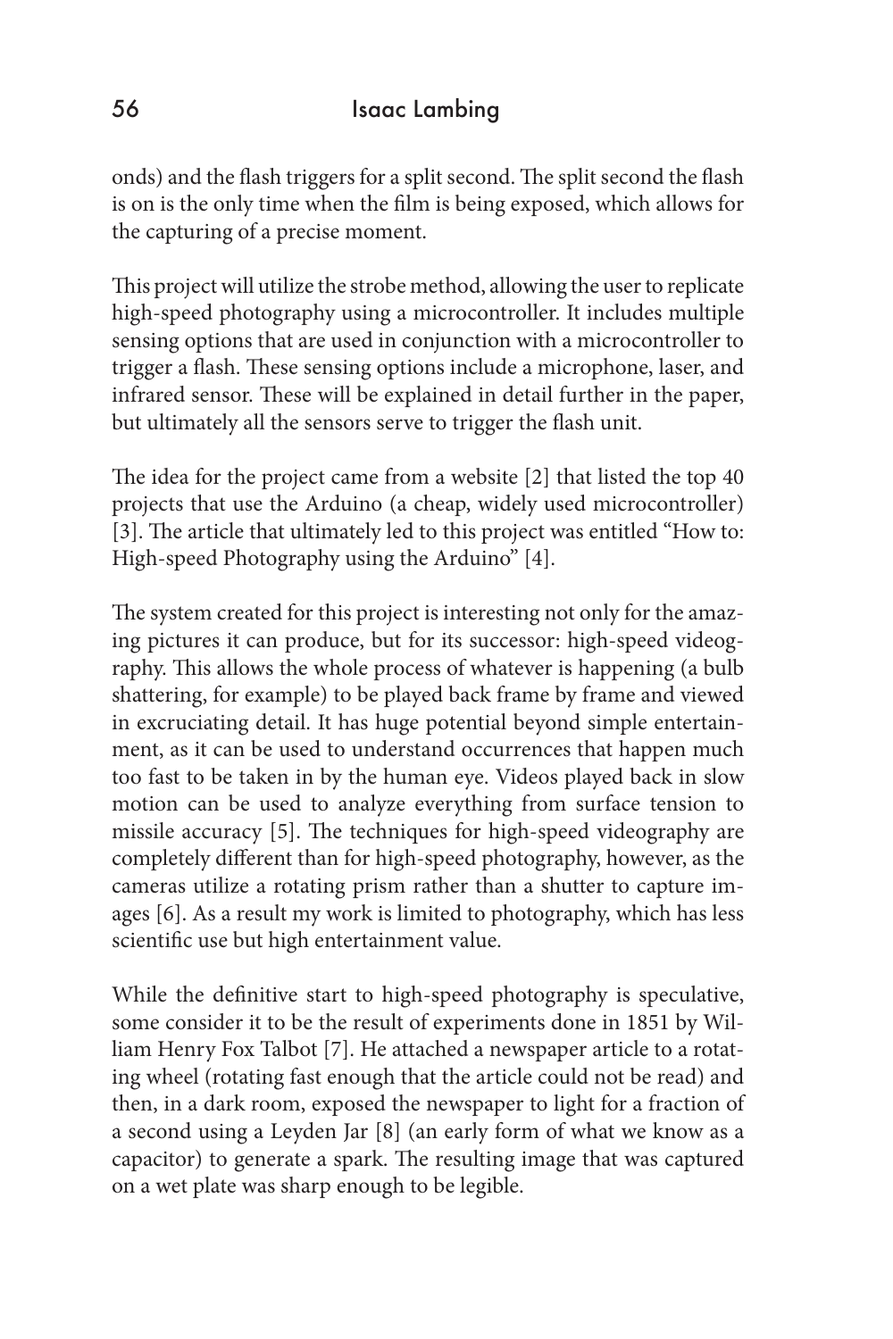onds) and the flash triggers for a split second. The split second the flash is on is the only time when the film is being exposed, which allows for the capturing of a precise moment.

This project will utilize the strobe method, allowing the user to replicate high-speed photography using a microcontroller. It includes multiple sensing options that are used in conjunction with a microcontroller to trigger a flash. These sensing options include a microphone, laser, and infrared sensor. These will be explained in detail further in the paper, but ultimately all the sensors serve to trigger the flash unit.

The idea for the project came from a website [2] that listed the top 40 projects that use the Arduino (a cheap, widely used microcontroller) [3]. The article that ultimately led to this project was entitled "How to: High-speed Photography using the Arduino" [4].

The system created for this project is interesting not only for the amazing pictures it can produce, but for its successor: high-speed videography. This allows the whole process of whatever is happening (a bulb shattering, for example) to be played back frame by frame and viewed in excruciating detail. It has huge potential beyond simple entertainment, as it can be used to understand occurrences that happen much too fast to be taken in by the human eye. Videos played back in slow motion can be used to analyze everything from surface tension to missile accuracy [5]. The techniques for high-speed videography are completely different than for high-speed photography, however, as the cameras utilize a rotating prism rather than a shutter to capture images [6]. As a result my work is limited to photography, which has less scientific use but high entertainment value.

While the definitive start to high-speed photography is speculative, some consider it to be the result of experiments done in 1851 by William Henry Fox Talbot [7]. He attached a newspaper article to a rotating wheel (rotating fast enough that the article could not be read) and then, in a dark room, exposed the newspaper to light for a fraction of a second using a Leyden Jar [8] (an early form of what we know as a capacitor) to generate a spark. The resulting image that was captured on a wet plate was sharp enough to be legible.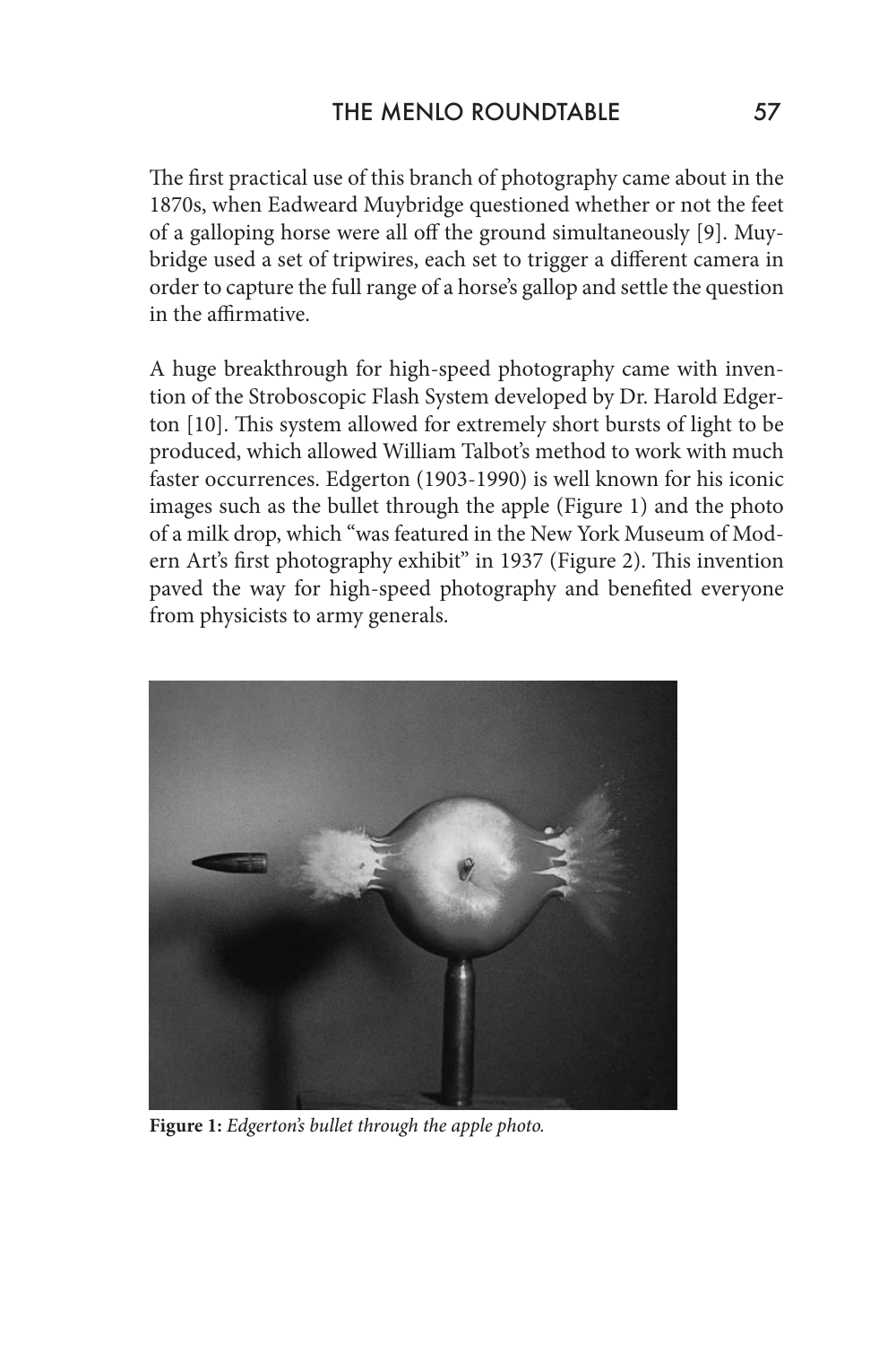The first practical use of this branch of photography came about in the 1870s, when Eadweard Muybridge questioned whether or not the feet of a galloping horse were all off the ground simultaneously [9]. Muybridge used a set of tripwires, each set to trigger a different camera in order to capture the full range of a horse's gallop and settle the question in the affirmative.

A huge breakthrough for high-speed photography came with invention of the Stroboscopic Flash System developed by Dr. Harold Edgerton [10]. This system allowed for extremely short bursts of light to be produced, which allowed William Talbot's method to work with much faster occurrences. Edgerton (1903-1990) is well known for his iconic images such as the bullet through the apple (Figure 1) and the photo of a milk drop, which "was featured in the New York Museum of Modern Art's first photography exhibit" in 1937 (Figure 2). This invention paved the way for high-speed photography and benefited everyone from physicists to army generals.

**Figure 1:** *Edgerton's bullet through the apple photo.*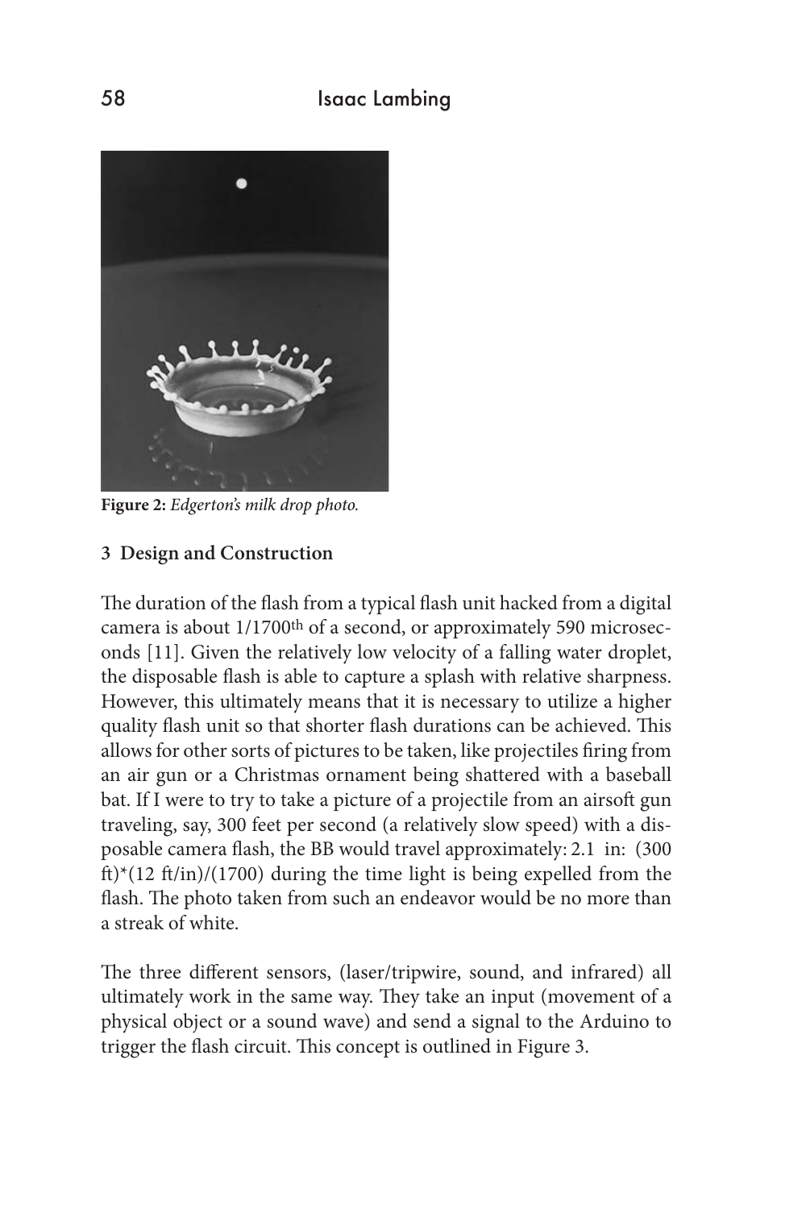**Figure 2:** *Edgerton's milk drop photo.*

### 3 Design and Construction

The duration of the flash from a typical flash unit hacked from a digital camera is about 1/1700th of a second, or approximately 590 microseconds [11]. Given the relatively low velocity of a falling water droplet, the disposable flash is able to capture a splash with relative sharpness. However, this ultimately means that it is necessary to utilize a higher quality flash unit so that shorter flash durations can be achieved. This allows for other sorts of pictures to be taken, like projectiles firing from an air gun or a Christmas ornament being shattered with a baseball bat. If I were to try to take a picture of a projectile from an airsoft gun traveling, say, 300 feet per second (a relatively slow speed) with a disposable camera flash, the BB would travel approximately: 2.1 in: (300 ft)*(12 ft/in)/(1700) during the time light is being expelled from the flash. The photo taken from such an endeavor would be no more than a streak of white.

The three different sensors, (laser/tripwire, sound, and infrared) all ultimately work in the same way. They take an input (movement of a physical object or a sound wave) and send a signal to the Arduino to trigger the flash circuit. This concept is outlined in Figure 3.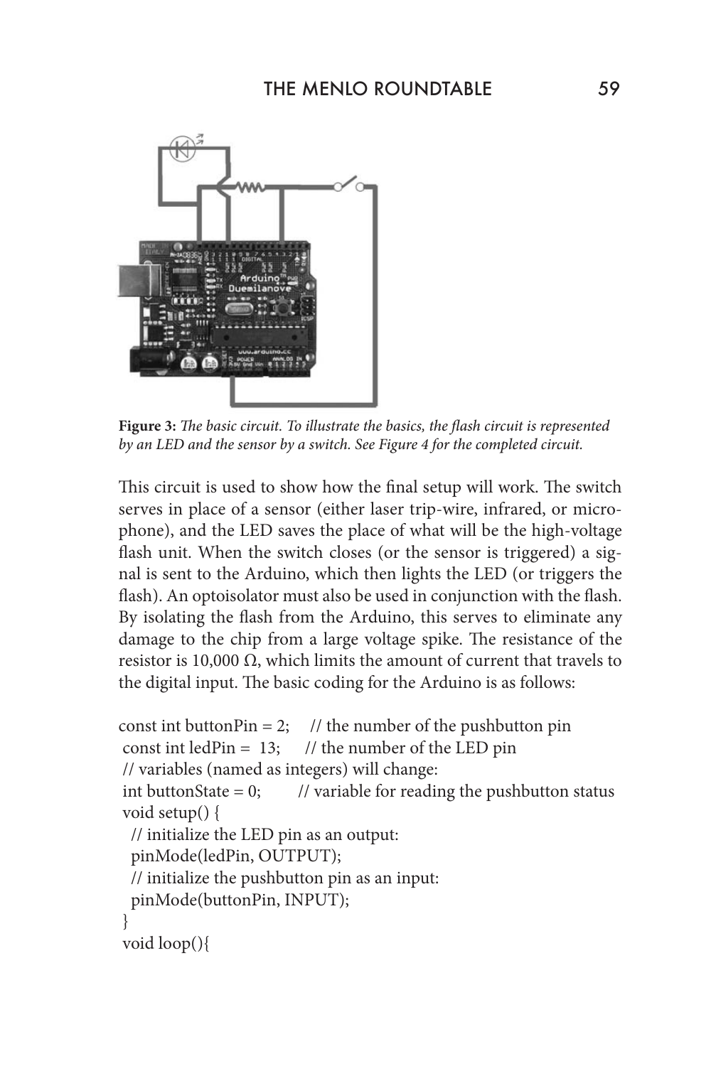**Figure 3:** *The basic circuit. To illustrate the basics, the flash circuit is represented by an LED and the sensor by a switch. See Figure 4 for the completed circuit.*

This circuit is used to show how the final setup will work. The switch serves in place of a sensor (either laser trip-wire, infrared, or microphone), and the LED saves the place of what will be the high-voltage flash unit. When the switch closes (or the sensor is triggered) a signal is sent to the Arduino, which then lights the LED (or triggers the flash). An optoisolator must also be used in conjunction with the flash. By isolating the flash from the Arduino, this serves to eliminate any damage to the chip from a large voltage spike. The resistance of the resistor is 10,000 Ω, which limits the amount of current that travels to the digital input. The basic coding for the Arduino is as follows:

```
const int buttonPin = 2;     // the number of the pushbutton pin
 const int ledPin =  13;     // the number of the LED pin
 // variables (named as integers) will change:
 int buttonState = 0;        // variable for reading the pushbutton status
 void setup() {
   // initialize the LED pin as an output:
   pinMode(ledPin, OUTPUT);
   // initialize the pushbutton pin as an input:
   pinMode(buttonPin, INPUT);
 }
 void loop(){
```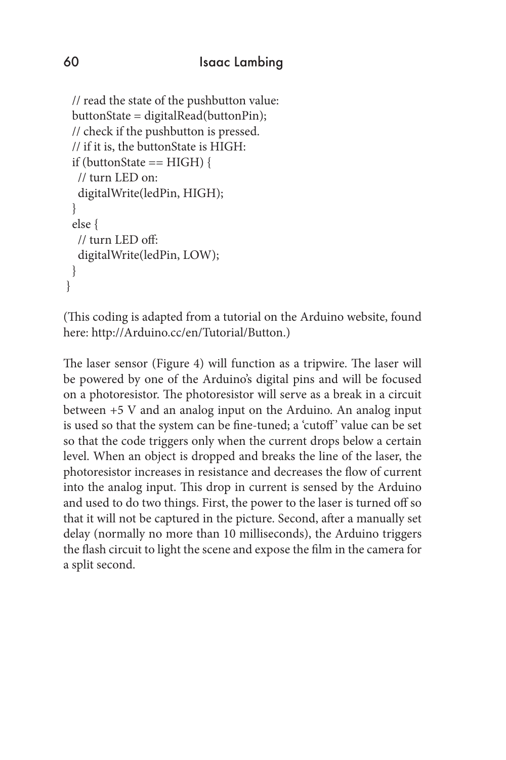```
  // read the state of the pushbutton value:
  buttonState = digitalRead(buttonPin);
  // check if the pushbutton is pressed.
  // if it is, the buttonState is HIGH:
  if (buttonState == HIGH) {
    // turn LED on:
    digitalWrite(ledPin, HIGH);
  }
  else {
    // turn LED off:
    digitalWrite(ledPin, LOW);
  }
}
```

(This coding is adapted from a tutorial on the Arduino website, found here: http://Arduino.cc/en/Tutorial/Button.)

The laser sensor (Figure 4) will function as a tripwire. The laser will be powered by one of the Arduino's digital pins and will be focused on a photoresistor. The photoresistor will serve as a break in a circuit between +5 V and an analog input on the Arduino. An analog input is used so that the system can be fine-tuned; a 'cutoff' value can be set so that the code triggers only when the current drops below a certain level. When an object is dropped and breaks the line of the laser, the photoresistor increases in resistance and decreases the flow of current into the analog input. This drop in current is sensed by the Arduino and used to do two things. First, the power to the laser is turned off so that it will not be captured in the picture. Second, after a manually set delay (normally no more than 10 milliseconds), the Arduino triggers the flash circuit to light the scene and expose the film in the camera for a split second.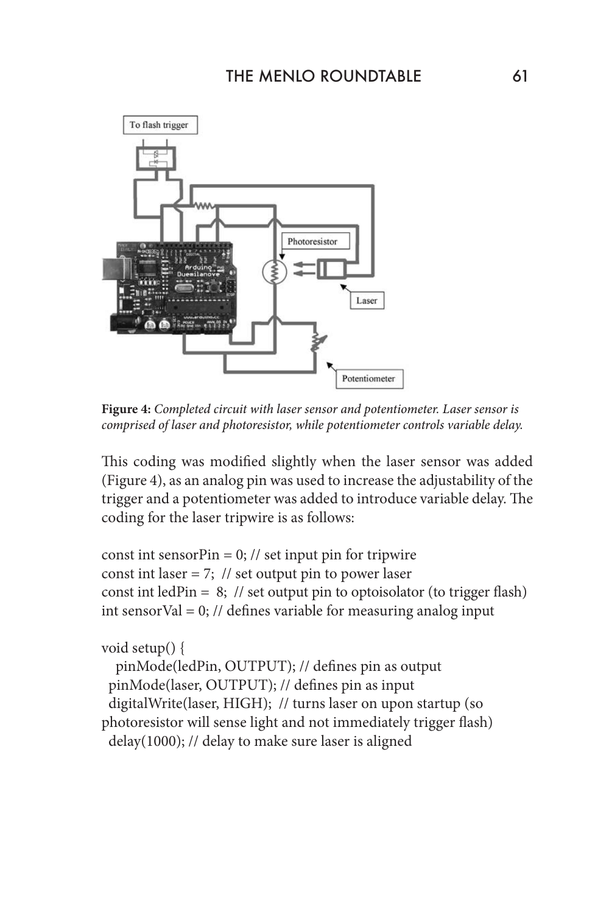**Figure 4:** *Completed circuit with laser sensor and potentiometer. Laser sensor is comprised of laser and photoresistor, while potentiometer controls variable delay.*

This coding was modified slightly when the laser sensor was added (Figure 4), as an analog pin was used to increase the adjustability of the trigger and a potentiometer was added to introduce variable delay. The coding for the laser tripwire is as follows:

```
const int sensorPin = 0; // set input pin for tripwire
const int laser = 7;  // set output pin to power laser
const int ledPin =  8;  // set output pin to optoisolator (to trigger flash)
int sensorVal = 0; // defines variable for measuring analog input

void setup() {
   pinMode(ledPin, OUTPUT); // defines pin as output
  pinMode(laser, OUTPUT); // defines pin as input
  digitalWrite(laser, HIGH);  // turns laser on upon startup (so
photoresistor will sense light and not immediately trigger flash)
  delay(1000); // delay to make sure laser is aligned
```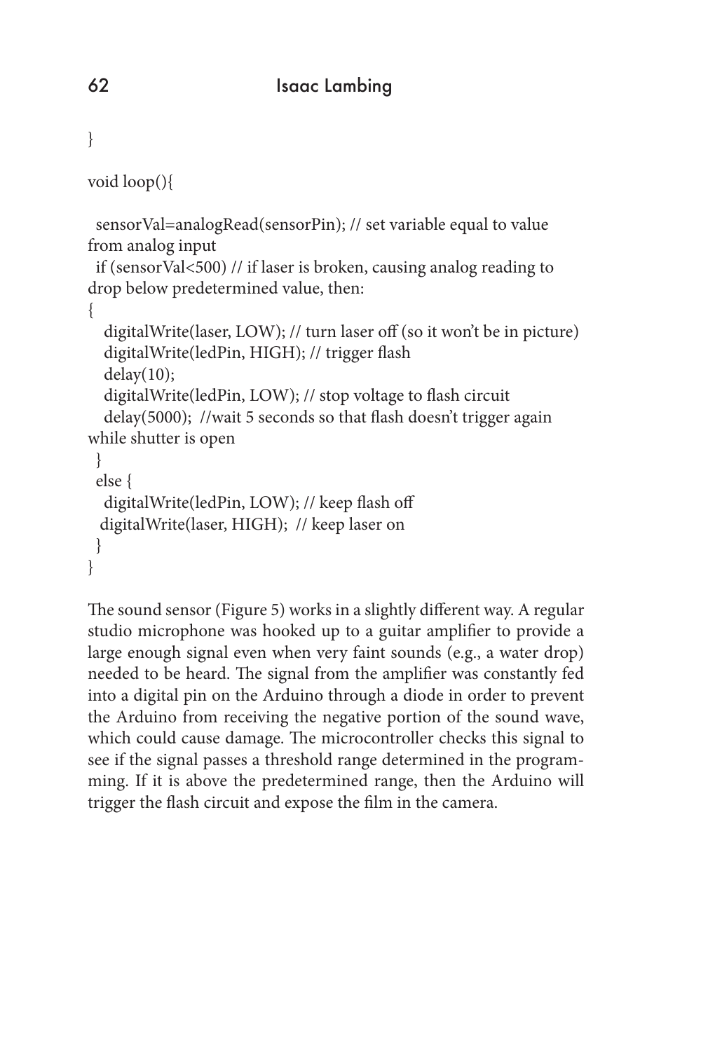```
}

void loop(){

  sensorVal=analogRead(sensorPin); // set variable equal to value from analog input
  if (sensorVal<500) // if laser is broken, causing analog reading to drop below predetermined value, then:
{
    digitalWrite(laser, LOW); // turn laser off (so it won't be in picture)
    digitalWrite(ledPin, HIGH); // trigger flash
    delay(10);
    digitalWrite(ledPin, LOW); // stop voltage to flash circuit
    delay(5000);  //wait 5 seconds so that flash doesn't trigger again while shutter is open
  }
  else {
    digitalWrite(ledPin, LOW); // keep flash off
   digitalWrite(laser, HIGH);  // keep laser on
  }
}
```

The sound sensor (Figure 5) works in a slightly different way. A regular studio microphone was hooked up to a guitar amplifier to provide a large enough signal even when very faint sounds (e.g., a water drop) needed to be heard. The signal from the amplifier was constantly fed into a digital pin on the Arduino through a diode in order to prevent the Arduino from receiving the negative portion of the sound wave, which could cause damage. The microcontroller checks this signal to see if the signal passes a threshold range determined in the programming. If it is above the predetermined range, then the Arduino will trigger the flash circuit and expose the film in the camera.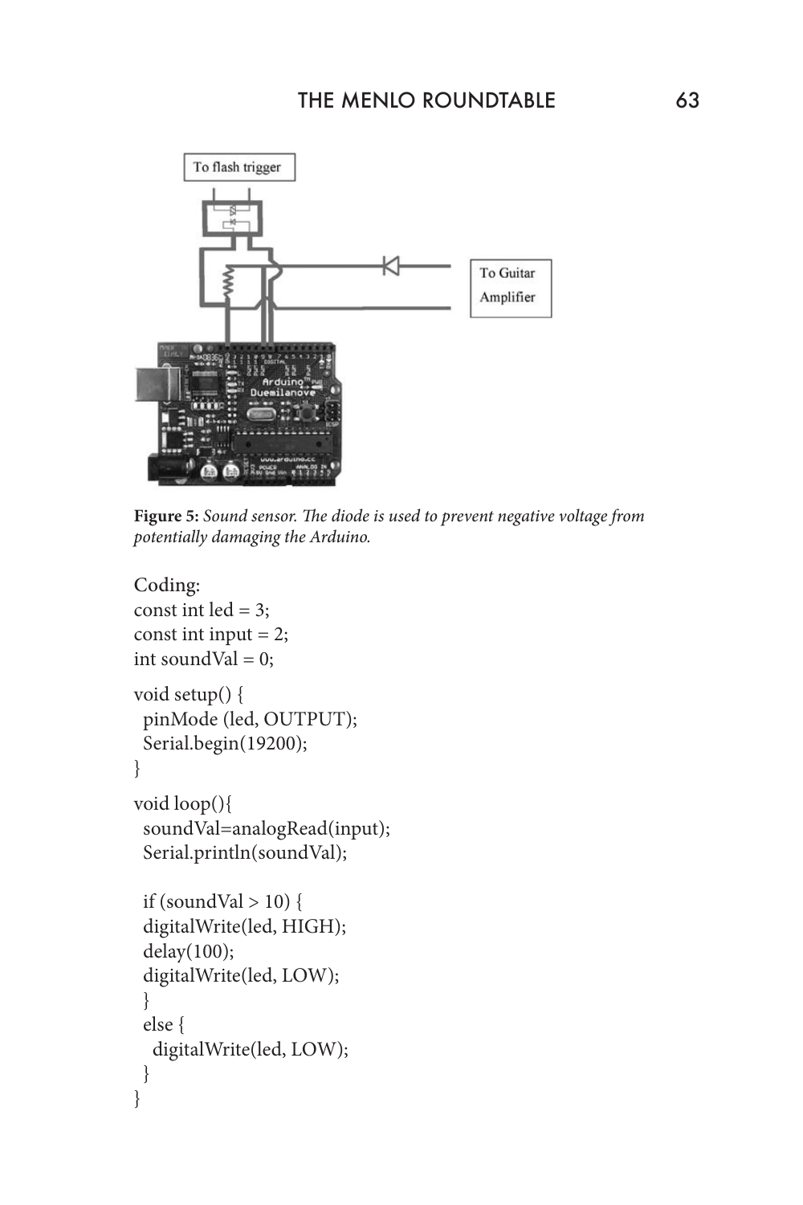**Figure 5:** *Sound sensor. The diode is used to prevent negative voltage from potentially damaging the Arduino.*

Coding:

```
const int led = 3;
const int input = 2;
int soundVal = 0;

void setup() {
 pinMode (led, OUTPUT);
 Serial.begin(19200);
}

void loop(){
 soundVal=analogRead(input);
 Serial.println(soundVal);

 if (soundVal > 10) {
 digitalWrite(led, HIGH);
 delay(100);
 digitalWrite(led, LOW);
 }
 else {
   digitalWrite(led, LOW);
 }
}
```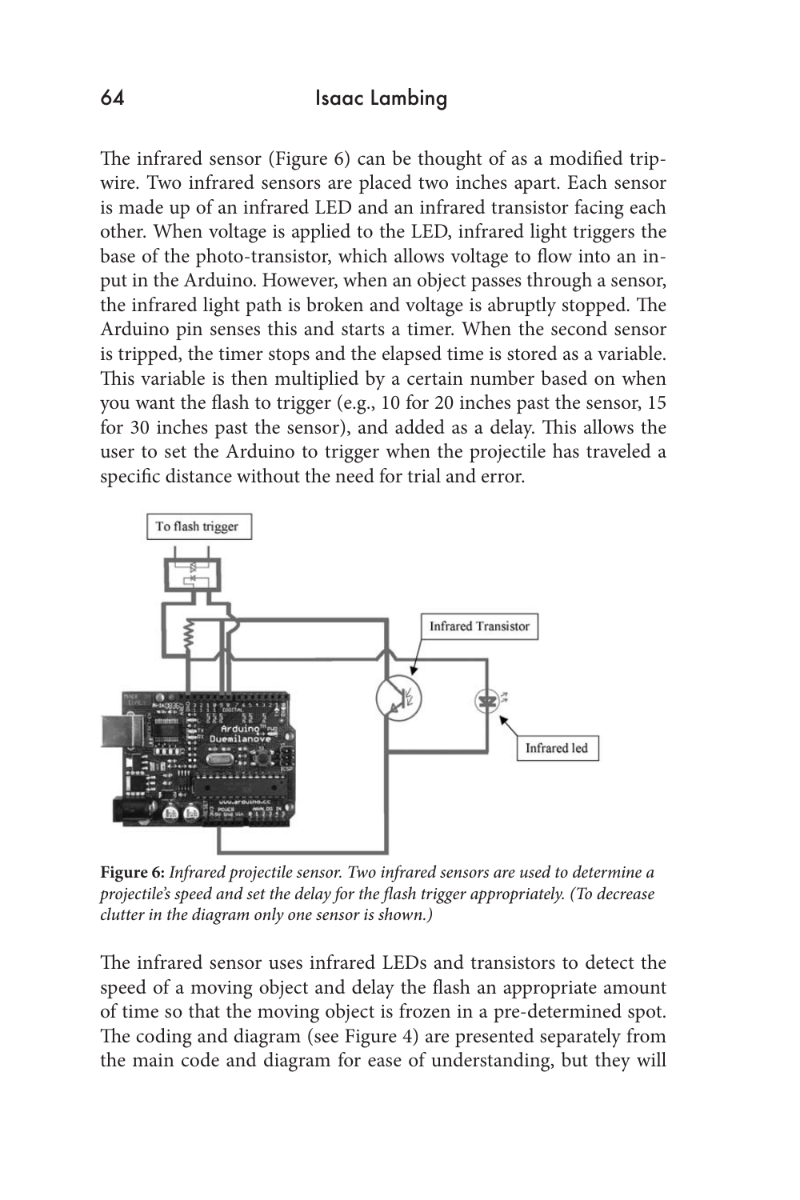The infrared sensor (Figure 6) can be thought of as a modified trip-wire. Two infrared sensors are placed two inches apart. Each sensor is made up of an infrared LED and an infrared transistor facing each other. When voltage is applied to the LED, infrared light triggers the base of the photo-transistor, which allows voltage to flow into an input in the Arduino. However, when an object passes through a sensor, the infrared light path is broken and voltage is abruptly stopped. The Arduino pin senses this and starts a timer. When the second sensor is tripped, the timer stops and the elapsed time is stored as a variable. This variable is then multiplied by a certain number based on when you want the flash to trigger (e.g., 10 for 20 inches past the sensor, 15 for 30 inches past the sensor), and added as a delay. This allows the user to set the Arduino to trigger when the projectile has traveled a specific distance without the need for trial and error.

**Figure 6:** *Infrared projectile sensor. Two infrared sensors are used to determine a projectile's speed and set the delay for the flash trigger appropriately. (To decrease clutter in the diagram only one sensor is shown.)*

The infrared sensor uses infrared LEDs and transistors to detect the speed of a moving object and delay the flash an appropriate amount of time so that the moving object is frozen in a pre-determined spot. The coding and diagram (see Figure 4) are presented separately from the main code and diagram for ease of understanding, but they will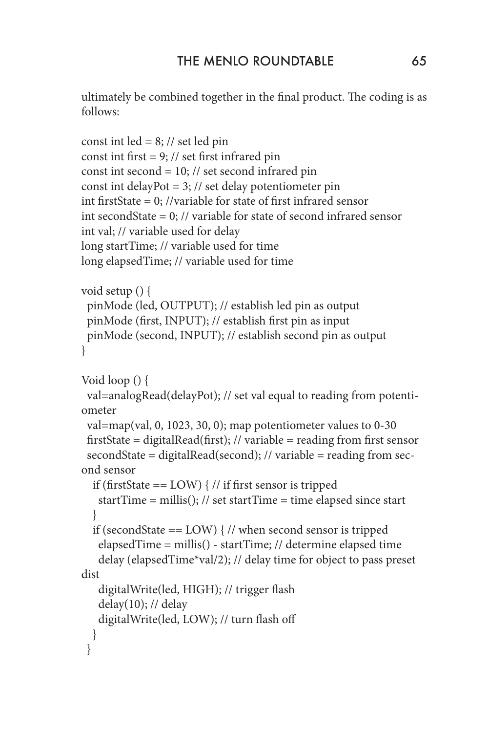ultimately be combined together in the final product. The coding is as follows:

```
const int led = 8; // set led pin
const int first = 9; // set first infrared pin
const int second = 10; // set second infrared pin
const int delayPot = 3; // set delay potentiometer pin
int firstState = 0; //variable for state of first infrared sensor
int secondState = 0; // variable for state of second infrared sensor
int val; // variable used for delay
long startTime; // variable used for time
long elapsedTime; // variable used for time

void setup () {
  pinMode (led, OUTPUT); // establish led pin as output
  pinMode (first, INPUT); // establish first pin as input
  pinMode (second, INPUT); // establish second pin as output
}

Void loop () {
  val=analogRead(delayPot); // set val equal to reading from potenti-
ometer
  val=map(val, 0, 1023, 30, 0); map potentiometer values to 0-30
  firstState = digitalRead(first); // variable = reading from first sensor
  secondState = digitalRead(second); // variable = reading from sec-
ond sensor
    if (firstState == LOW) { // if first sensor is tripped
      startTime = millis(); // set startTime = time elapsed since start
    }
    if (secondState == LOW) { // when second sensor is tripped
      elapsedTime = millis() - startTime; // determine elapsed time
      delay (elapsedTime*val/2); // delay time for object to pass preset
dist
      digitalWrite(led, HIGH); // trigger flash
      delay(10); // delay
      digitalWrite(led, LOW); // turn flash off
    }
  }
```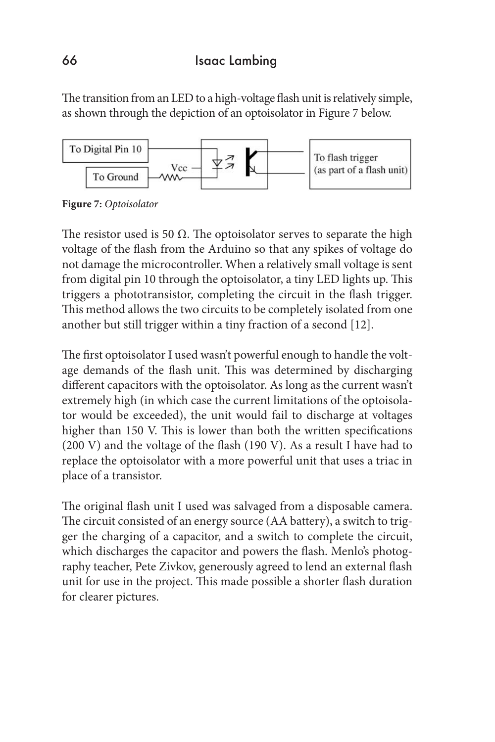The transition from an LED to a high-voltage flash unit is relatively simple, as shown through the depiction of an optoisolator in Figure 7 below.

**Figure 7:** *Optoisolator*

The resistor used is 50 Ω. The optoisolator serves to separate the high voltage of the flash from the Arduino so that any spikes of voltage do not damage the microcontroller. When a relatively small voltage is sent from digital pin 10 through the optoisolator, a tiny LED lights up. This triggers a phototransistor, completing the circuit in the flash trigger. This method allows the two circuits to be completely isolated from one another but still trigger within a tiny fraction of a second [12].

The first optoisolator I used wasn't powerful enough to handle the voltage demands of the flash unit. This was determined by discharging different capacitors with the optoisolator. As long as the current wasn't extremely high (in which case the current limitations of the optoisolator would be exceeded), the unit would fail to discharge at voltages higher than 150 V. This is lower than both the written specifications (200 V) and the voltage of the flash (190 V). As a result I have had to replace the optoisolator with a more powerful unit that uses a triac in place of a transistor.

The original flash unit I used was salvaged from a disposable camera. The circuit consisted of an energy source (AA battery), a switch to trigger the charging of a capacitor, and a switch to complete the circuit, which discharges the capacitor and powers the flash. Menlo's photography teacher, Pete Zivkov, generously agreed to lend an external flash unit for use in the project. This made possible a shorter flash duration for clearer pictures.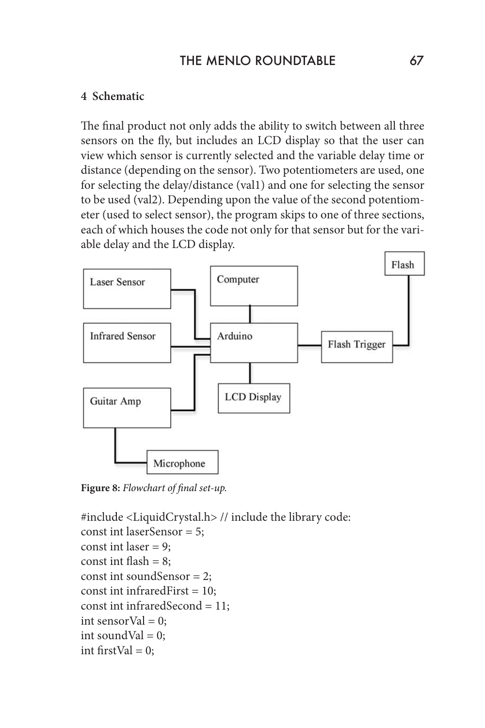### 4 Schematic

The final product not only adds the ability to switch between all three sensors on the fly, but includes an LCD display so that the user can view which sensor is currently selected and the variable delay time or distance (depending on the sensor). Two potentiometers are used, one for selecting the delay/distance (val1) and one for selecting the sensor to be used (val2). Depending upon the value of the second potentiometer (used to select sensor), the program skips to one of three sections, each of which houses the code not only for that sensor but for the variable delay and the LCD display.

**Figure 8:** *Flowchart of final set-up.*

```
#include <LiquidCrystal.h> // include the library code:
const int laserSensor = 5;
const int laser = 9;
const int flash = 8;
const int soundSensor = 2;
const int infraredFirst = 10;
const int infraredSecond = 11;
int sensorVal = 0;
int soundVal = 0;
int firstVal = 0;
```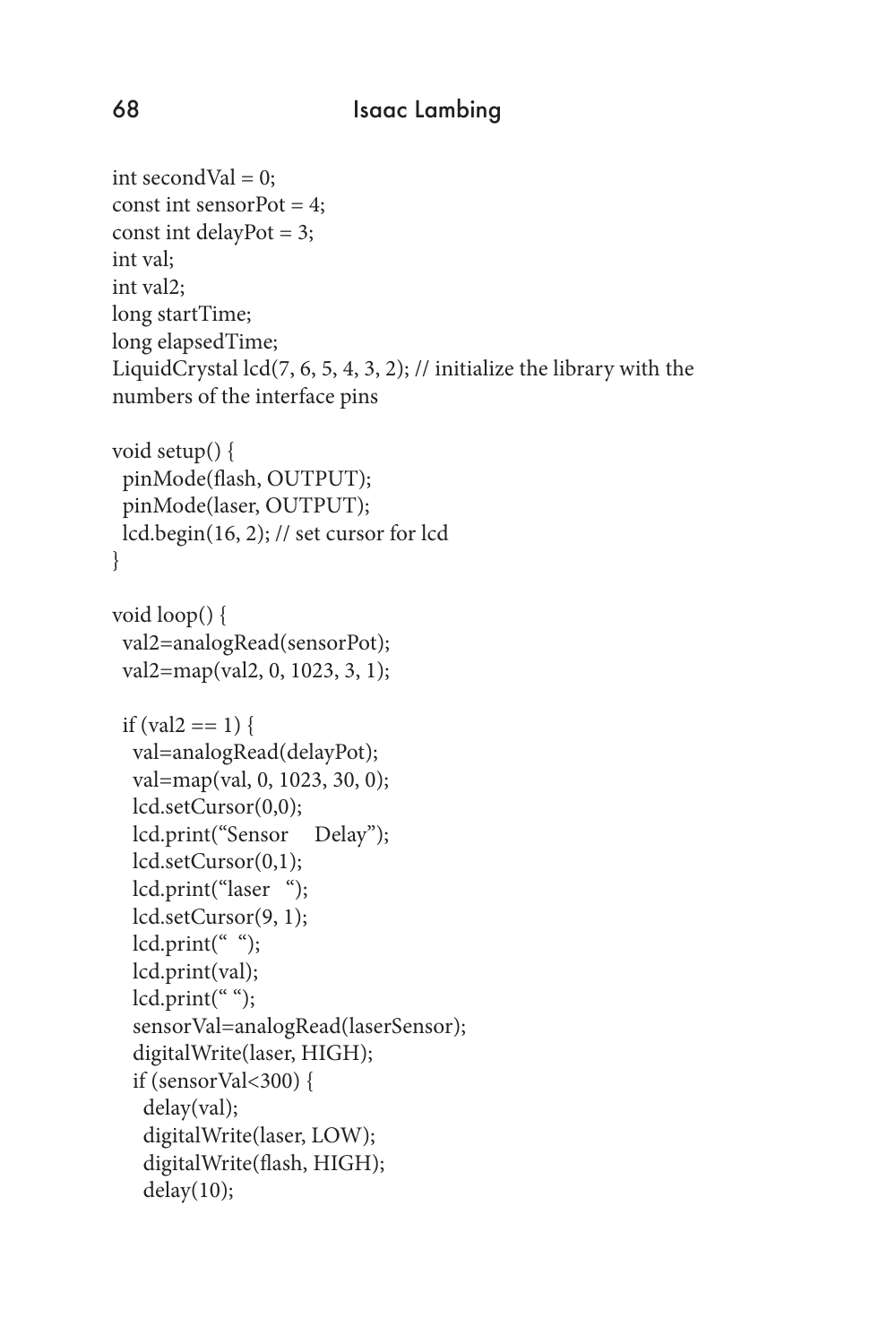```
int secondVal = 0;
const int sensorPot = 4;
const int delayPot = 3;
int val;
int val2;
long startTime;
long elapsedTime;
LiquidCrystal lcd(7, 6, 5, 4, 3, 2); // initialize the library with the
numbers of the interface pins

void setup() {
  pinMode(flash, OUTPUT);
  pinMode(laser, OUTPUT);
  lcd.begin(16, 2); // set cursor for lcd
}

void loop() {
  val2=analogRead(sensorPot);
  val2=map(val2, 0, 1023, 3, 1);

  if (val2 == 1) {
    val=analogRead(delayPot);
    val=map(val, 0, 1023, 30, 0);
    lcd.setCursor(0,0);
    lcd.print("Sensor    Delay");
    lcd.setCursor(0,1);
    lcd.print("laser   ");
    lcd.setCursor(9, 1);
    lcd.print("  ");
    lcd.print(val);
    lcd.print(" ");
    sensorVal=analogRead(laserSensor);
    digitalWrite(laser, HIGH);
    if (sensorVal<300) {
      delay(val);
      digitalWrite(laser, LOW);
      digitalWrite(flash, HIGH);
      delay(10);
```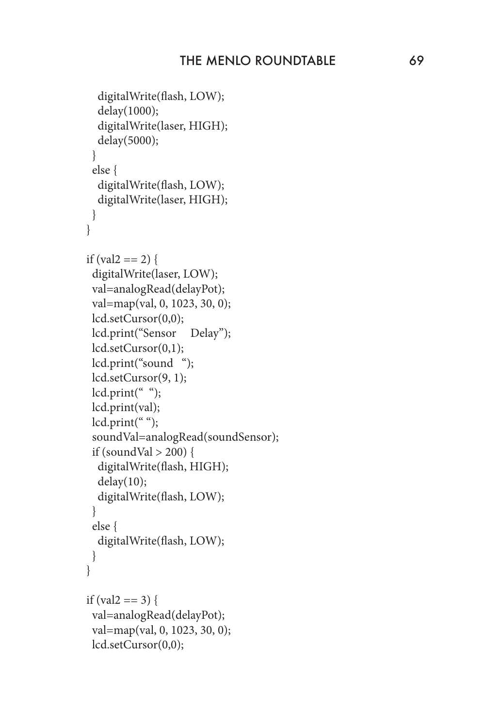```
    digitalWrite(flash, LOW);
    delay(1000);
    digitalWrite(laser, HIGH);
    delay(5000);
  }
  else {
    digitalWrite(flash, LOW);
    digitalWrite(laser, HIGH);
  }
}

if (val2 == 2) {
  digitalWrite(laser, LOW);
  val=analogRead(delayPot);
  val=map(val, 0, 1023, 30, 0);
  lcd.setCursor(0,0);
  lcd.print("Sensor    Delay");
  lcd.setCursor(0,1);
  lcd.print("sound  ");
  lcd.setCursor(9, 1);
  lcd.print("  ");
  lcd.print(val);
  lcd.print(" ");
  soundVal=analogRead(soundSensor);
  if (soundVal > 200) {
    digitalWrite(flash, HIGH);
    delay(10);
    digitalWrite(flash, LOW);
  }
  else {
    digitalWrite(flash, LOW);
  }
}

if (val2 == 3) {
  val=analogRead(delayPot);
  val=map(val, 0, 1023, 30, 0);
  lcd.setCursor(0,0);
```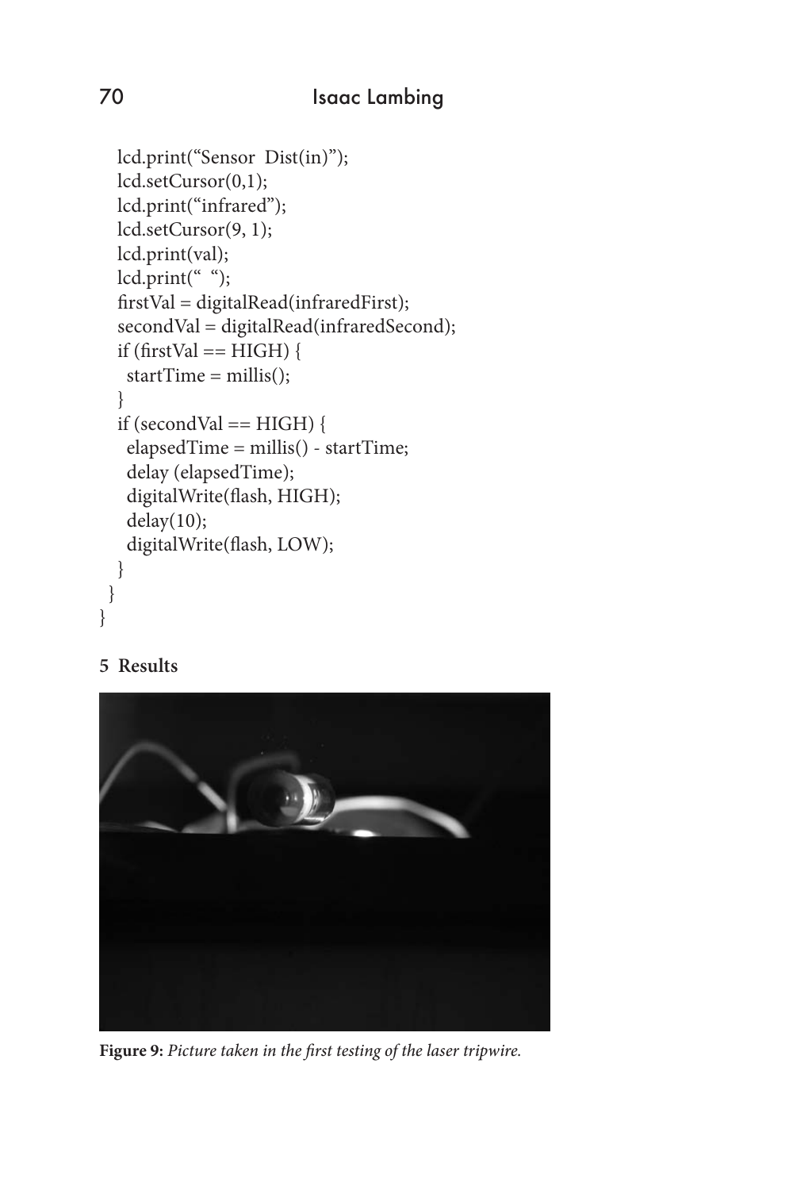```
  lcd.print("Sensor  Dist(in)");
  lcd.setCursor(0,1);
  lcd.print("infrared");
  lcd.setCursor(9, 1);
  lcd.print(val);
  lcd.print(" ");
  firstVal = digitalRead(infraredFirst);
  secondVal = digitalRead(infraredSecond);
  if (firstVal == HIGH) {
    startTime = millis();
  }
  if (secondVal == HIGH) {
    elapsedTime = millis() - startTime;
    delay (elapsedTime);
    digitalWrite(flash, HIGH);
    delay(10);
    digitalWrite(flash, LOW);
  }
 }
}
```

## 5 Results

**Figure 9:** *Picture taken in the first testing of the laser tripwire.*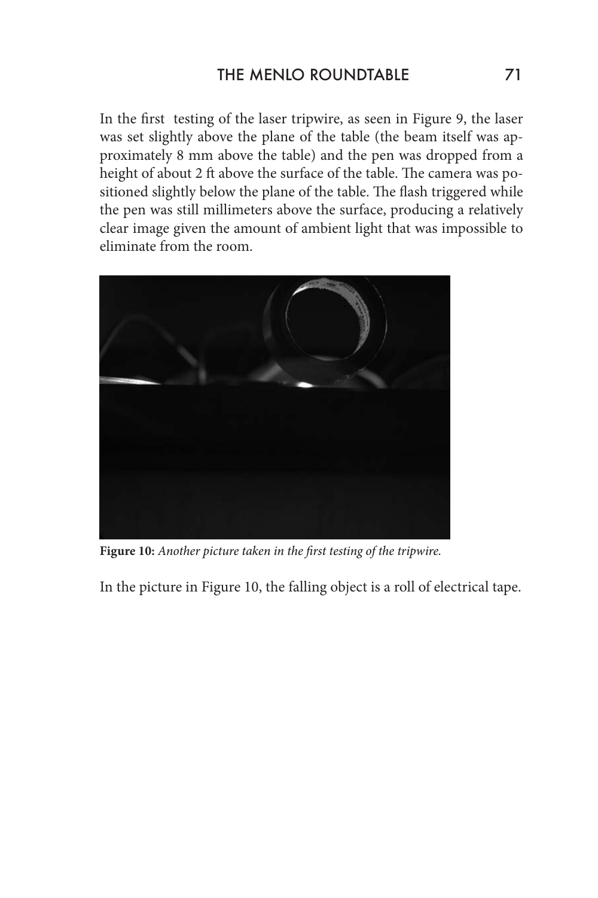In the first testing of the laser tripwire, as seen in Figure 9, the laser was set slightly above the plane of the table (the beam itself was approximately 8 mm above the table) and the pen was dropped from a height of about 2 ft above the surface of the table. The camera was positioned slightly below the plane of the table. The flash triggered while the pen was still millimeters above the surface, producing a relatively clear image given the amount of ambient light that was impossible to eliminate from the room.

**Figure 10:** *Another picture taken in the first testing of the tripwire.*

In the picture in Figure 10, the falling object is a roll of electrical tape.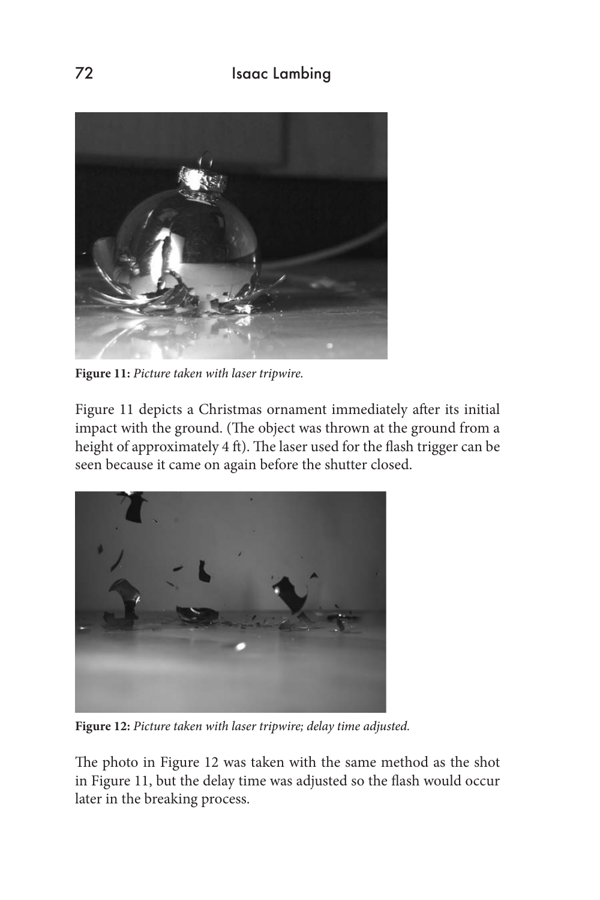**Figure 11:** *Picture taken with laser tripwire.*

Figure 11 depicts a Christmas ornament immediately after its initial impact with the ground. (The object was thrown at the ground from a height of approximately 4 ft). The laser used for the flash trigger can be seen because it came on again before the shutter closed.

**Figure 12:** *Picture taken with laser tripwire; delay time adjusted.*

The photo in Figure 12 was taken with the same method as the shot in Figure 11, but the delay time was adjusted so the flash would occur later in the breaking process.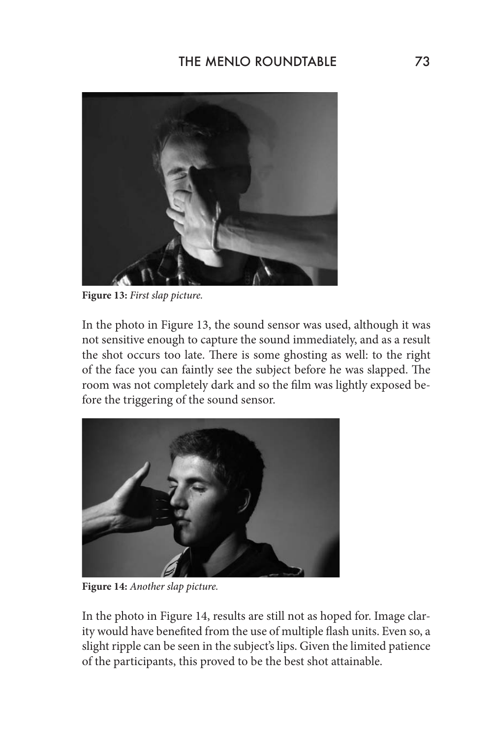**Figure 13:** *First slap picture.*

In the photo in Figure 13, the sound sensor was used, although it was not sensitive enough to capture the sound immediately, and as a result the shot occurs too late. There is some ghosting as well: to the right of the face you can faintly see the subject before he was slapped. The room was not completely dark and so the film was lightly exposed before the triggering of the sound sensor.

**Figure 14:** *Another slap picture.*

In the photo in Figure 14, results are still not as hoped for. Image clarity would have benefited from the use of multiple flash units. Even so, a slight ripple can be seen in the subject's lips. Given the limited patience of the participants, this proved to be the best shot attainable.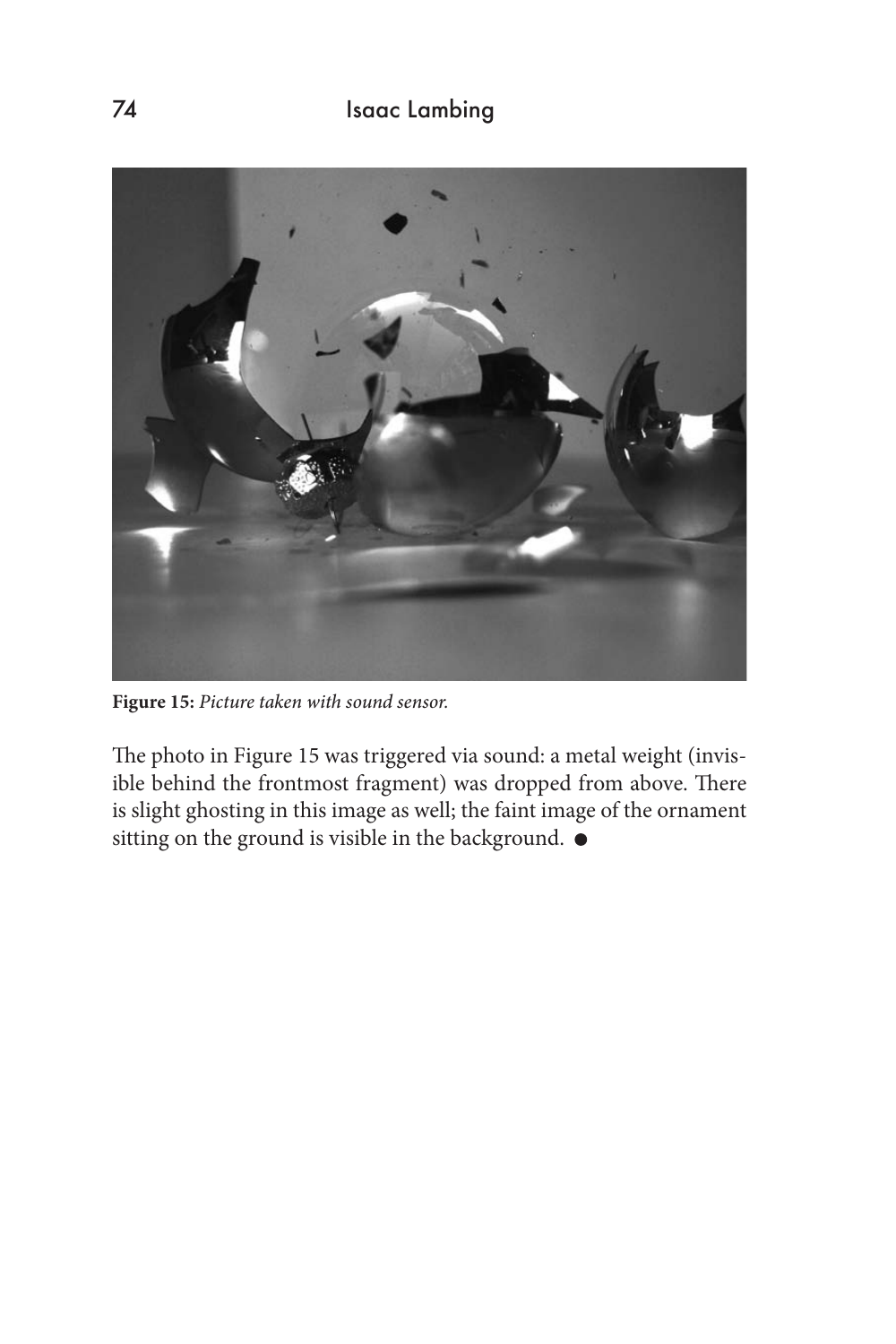**Figure 15:** *Picture taken with sound sensor.*

The photo in Figure 15 was triggered via sound: a metal weight (invisible behind the frontmost fragment) was dropped from above. There is slight ghosting in this image as well; the faint image of the ornament sitting on the ground is visible in the background. ●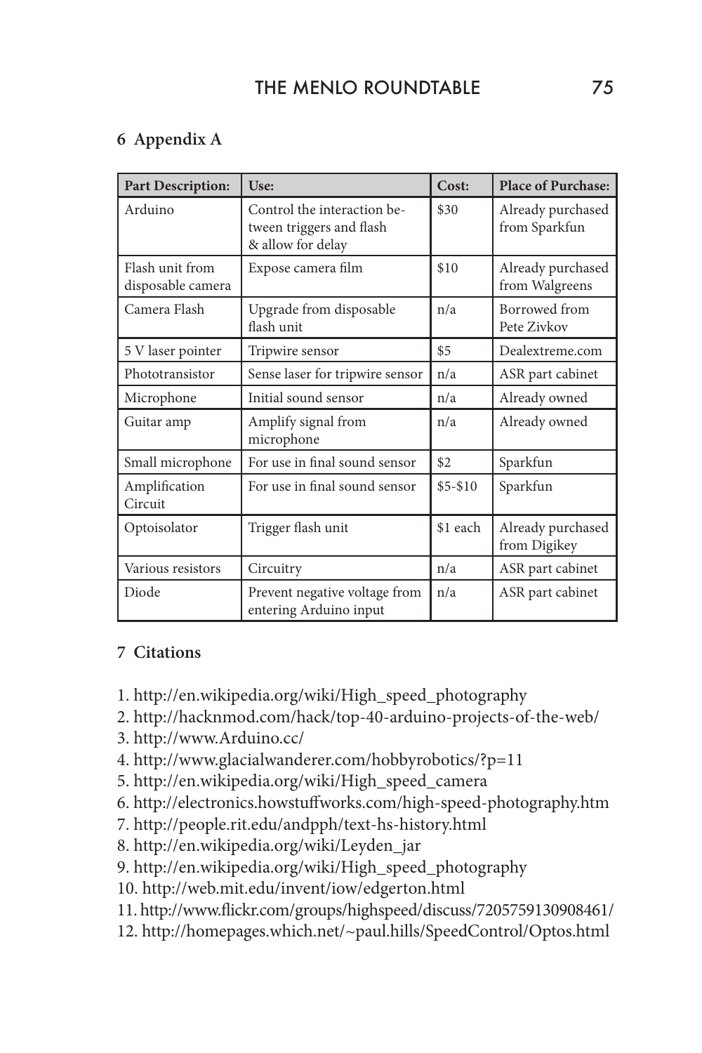## 6 Appendix A

| Part Description: | Use: | Cost: | Place of Purchase: |
|---|---|---|---|
| Arduino | Control the interaction between triggers and flash & allow for delay | $30 | Already purchased from Sparkfun |
| Flash unit from disposable camera | Expose camera film | $10 | Already purchased from Walgreens |
| Camera Flash | Upgrade from disposable flash unit | n/a | Borrowed from Pete Zivkov |
| 5 V laser pointer | Tripwire sensor | $5 | Dealextreme.com |
| Phototransistor | Sense laser for tripwire sensor | n/a | ASR part cabinet |
| Microphone | Initial sound sensor | n/a | Already owned |
| Guitar amp | Amplify signal from microphone | n/a | Already owned |
| Small microphone | For use in final sound sensor | $2 | Sparkfun |
| Amplification Circuit | For use in final sound sensor | $5-$10 | Sparkfun |
| Optoisolator | Trigger flash unit | $1 each | Already purchased from Digikey |
| Various resistors | Circuitry | n/a | ASR part cabinet |
| Diode | Prevent negative voltage from entering Arduino input | n/a | ASR part cabinet |

## 7 Citations

1. http://en.wikipedia.org/wiki/High_speed_photography
2. http://hacknmod.com/hack/top-40-arduino-projects-of-the-web/
3. http://www.Arduino.cc/
4. http://www.glacialwanderer.com/hobbyrobotics/?p=11
5. http://en.wikipedia.org/wiki/High_speed_camera
6. http://electronics.howstuffworks.com/high-speed-photography.htm
7. http://people.rit.edu/andpph/text-hs-history.html
8. http://en.wikipedia.org/wiki/Leyden_jar
9. http://en.wikipedia.org/wiki/High_speed_photography
10. http://web.mit.edu/invent/iow/edgerton.html
11. http://www.flickr.com/groups/highspeed/discuss/72057591309084б1/
12. http://homepages.which.net/~paul.hills/SpeedControl/Optos.html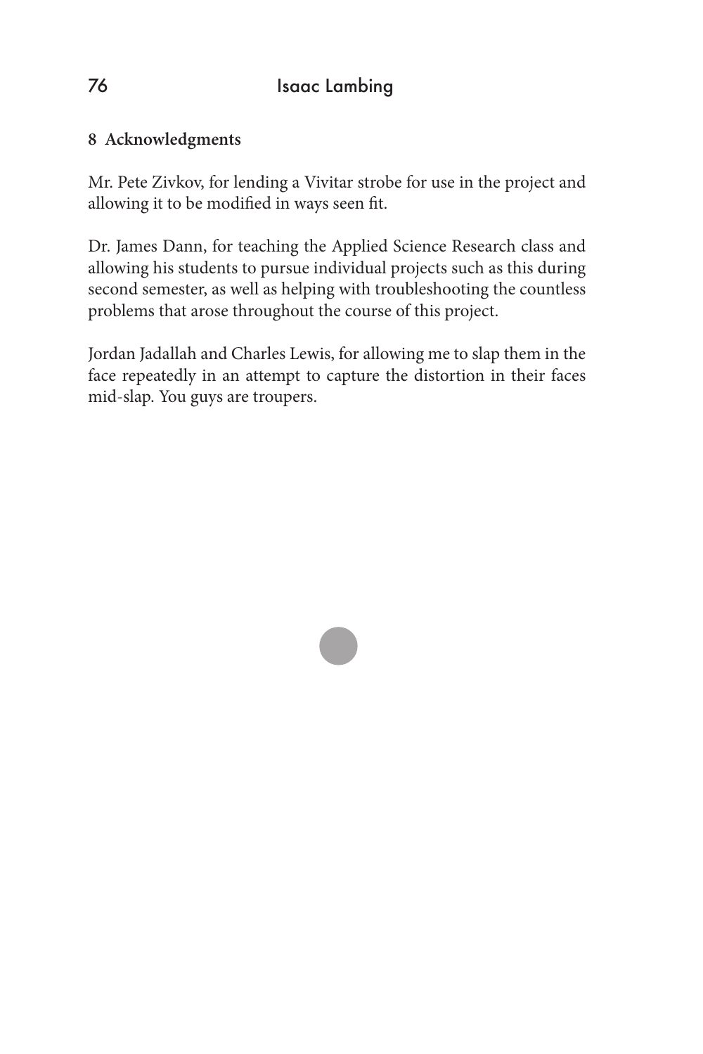## 8 Acknowledgments

Mr. Pete Zivkov, for lending a Vivitar strobe for use in the project and allowing it to be modified in ways seen fit.

Dr. James Dann, for teaching the Applied Science Research class and allowing his students to pursue individual projects such as this during second semester, as well as helping with troubleshooting the countless problems that arose throughout the course of this project.

Jordan Jadallah and Charles Lewis, for allowing me to slap them in the face repeatedly in an attempt to capture the distortion in their faces mid-slap. You guys are troupers.